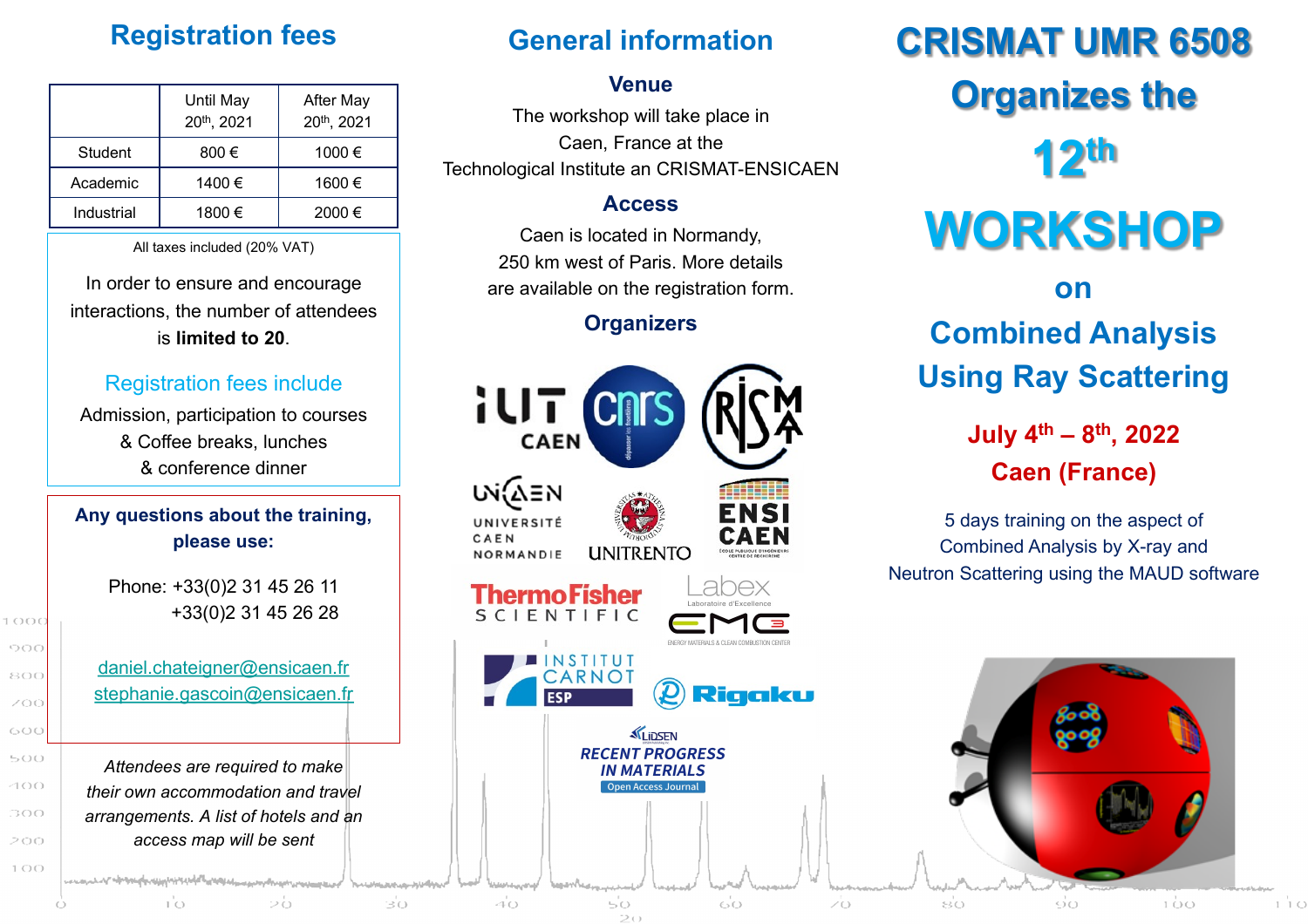# CRISMAT UMR 6508 Organizes the 12th WORKSHOP on Combined Analysis Using Ray Scattering

**July 4th – 8th, 2022**

**Caen (France)**

5 days training on the aspect of Combined Analysis by X-ray and Neutron Scattering using the MAUD software

## Registration fees

| | Until May 20th, 2021 | After May 20th, 2021 |
|---|---|---|
| Student | 800 € | 1000 € |
| Academic | 1400 € | 1600 € |
| Industrial | 1800 € | 2000 € |

All taxes included (20% VAT)

In order to ensure and encourage interactions, the number of attendees is **limited to 20**.

### Registration fees include

Admission, participation to courses & Coffee breaks, lunches & conference dinner

**Any questions about the training, please use:**

Phone: +33(0)2 31 45 26 11
+33(0)2 31 45 26 28

daniel.chateigner@ensicaen.fr
stephanie.gascoin@ensicaen.fr

*Attendees are required to make their own accommodation and travel arrangements. A list of hotels and an access map will be sent*

## General information

### Venue

The workshop will take place in Caen, France at the Technological Institute an CRISMAT-ENSICAEN

### Access

Caen is located in Normandy, 250 km west of Paris. More details are available on the registration form.

### Organizers

IUT CAEN, CNRS, CRISMAT, UNICAEN Université Caen Normandie, UNITRENTO, ENSICAEN, ThermoFisher Scientific, Labex EMC3, Institut Carnot ESP, Rigaku, LiDSEN Recent Progress in Materials (Open Access Journal)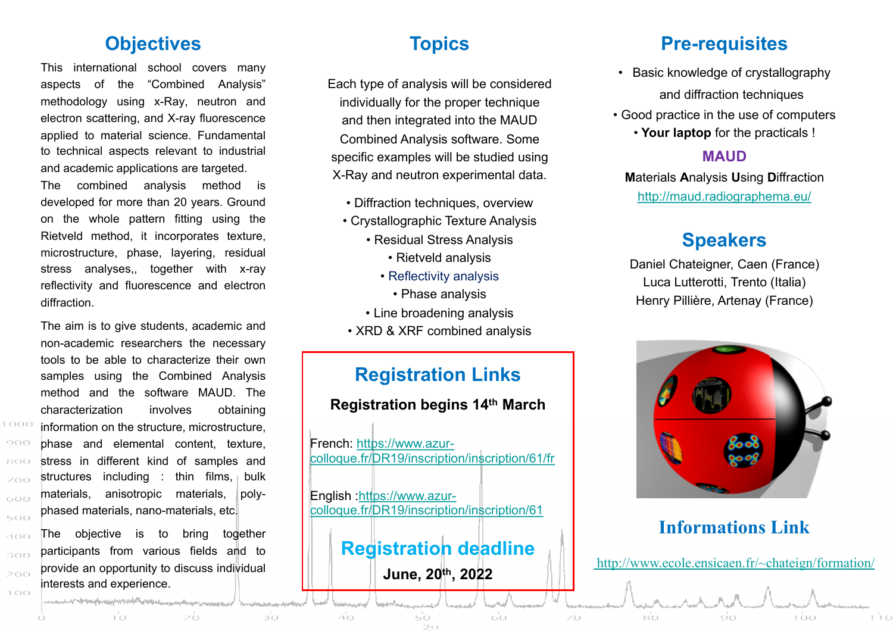## Objectives

This international school covers many aspects of the "Combined Analysis" methodology using x-Ray, neutron and electron scattering, and X-ray fluorescence applied to material science. Fundamental to technical aspects relevant to industrial and academic applications are targeted.
The combined analysis method is developed for more than 20 years. Ground on the whole pattern fitting using the Rietveld method, it incorporates texture, microstructure, phase, layering, residual stress analyses,, together with x-ray reflectivity and fluorescence and electron diffraction.

The aim is to give students, academic and non-academic researchers the necessary tools to be able to characterize their own samples using the Combined Analysis method and the software MAUD. The characterization involves obtaining information on the structure, microstructure, phase and elemental content, texture, stress in different kind of samples and structures including : thin films, bulk materials, anisotropic materials, poly-phased materials, nano-materials, etc.

The objective is to bring together participants from various fields and to provide an opportunity to discuss individual interests and experience.

## Topics

Each type of analysis will be considered individually for the proper technique and then integrated into the MAUD Combined Analysis software. Some specific examples will be studied using X-Ray and neutron experimental data.

- Diffraction techniques, overview
- Crystallographic Texture Analysis
- Residual Stress Analysis
- Rietveld analysis
- Reflectivity analysis
- Phase analysis
- Line broadening analysis
- XRD & XRF combined analysis

## Registration Links

**Registration begins 14th March**

French: https://www.azur-colloque.fr/DR19/inscription/inscription/61/fr

English :https://www.azur-colloque.fr/DR19/inscription/inscription/61

## Registration deadline

**June, 20th, 2022**

## Pre-requisites

- Basic knowledge of crystallography and diffraction techniques
- Good practice in the use of computers
- **Your laptop** for the practicals !

**MAUD**

**M**aterials **A**nalysis **U**sing **D**iffraction

http://maud.radiographema.eu/

## Speakers

Daniel Chateigner, Caen (France)
Luca Lutterotti, Trento (Italia)
Henry Pillière, Artenay (France)

## Informations Link

http://www.ecole.ensicaen.fr/~chateign/formation/